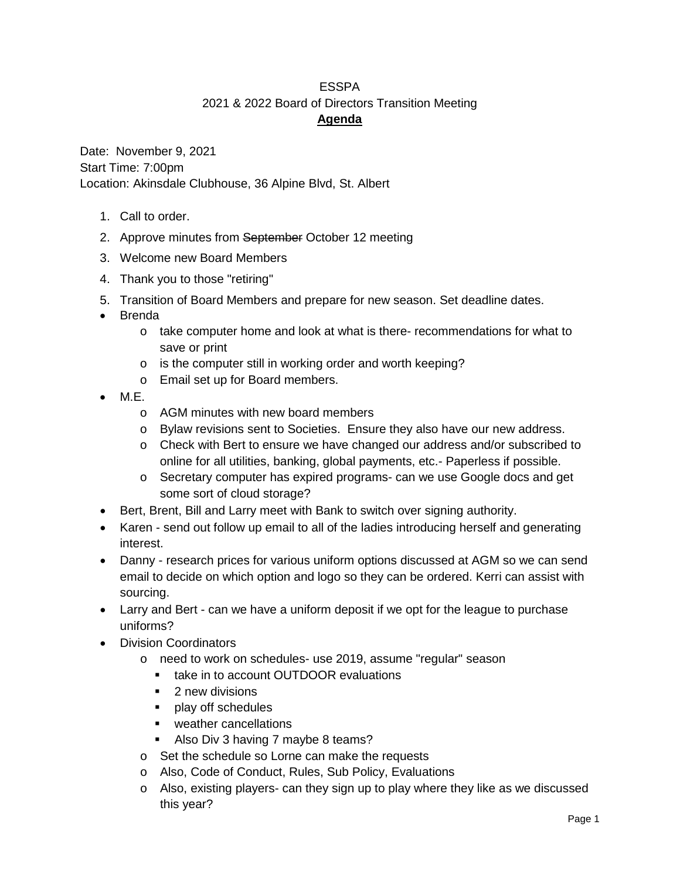ESSPA

2021 & 2022 Board of Directors Transition Meeting

**Agenda**

Date: November 9, 2021
Start Time: 7:00pm
Location: Akinsdale Clubhouse, 36 Alpine Blvd, St. Albert

1. Call to order.
2. Approve minutes from ~~September~~ October 12 meeting
3. Welcome new Board Members
4. Thank you to those "retiring"
5. Transition of Board Members and prepare for new season. Set deadline dates.

- Brenda
    - take computer home and look at what is there- recommendations for what to save or print
    - is the computer still in working order and worth keeping?
    - Email set up for Board members.
- M.E.
    - AGM minutes with new board members
    - Bylaw revisions sent to Societies. Ensure they also have our new address.
    - Check with Bert to ensure we have changed our address and/or subscribed to online for all utilities, banking, global payments, etc.- Paperless if possible.
    - Secretary computer has expired programs- can we use Google docs and get some sort of cloud storage?
- Bert, Brent, Bill and Larry meet with Bank to switch over signing authority.
- Karen - send out follow up email to all of the ladies introducing herself and generating interest.
- Danny - research prices for various uniform options discussed at AGM so we can send email to decide on which option and logo so they can be ordered. Kerri can assist with sourcing.
- Larry and Bert - can we have a uniform deposit if we opt for the league to purchase uniforms?
- Division Coordinators
    - need to work on schedules- use 2019, assume "regular" season
        - take in to account OUTDOOR evaluations
        - 2 new divisions
        - play off schedules
        - weather cancellations
        - Also Div 3 having 7 maybe 8 teams?
    - Set the schedule so Lorne can make the requests
    - Also, Code of Conduct, Rules, Sub Policy, Evaluations
    - Also, existing players- can they sign up to play where they like as we discussed this year?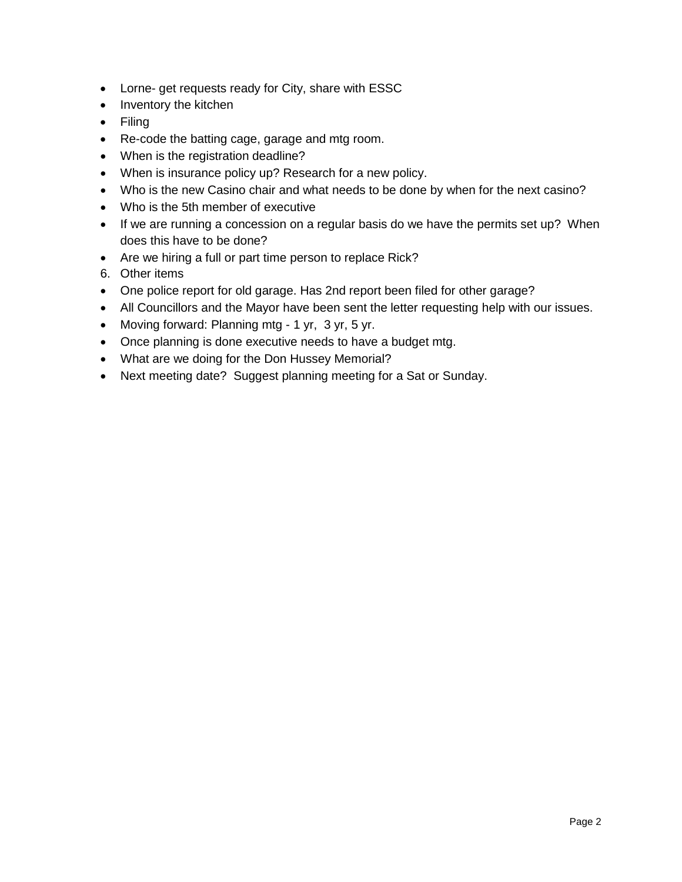- Lorne- get requests ready for City, share with ESSC
- Inventory the kitchen
- Filing
- Re-code the batting cage, garage and mtg room.
- When is the registration deadline?
- When is insurance policy up? Research for a new policy.
- Who is the new Casino chair and what needs to be done by when for the next casino?
- Who is the 5th member of executive
- If we are running a concession on a regular basis do we have the permits set up? When does this have to be done?
- Are we hiring a full or part time person to replace Rick?

6. Other items

- One police report for old garage. Has 2nd report been filed for other garage?
- All Councillors and the Mayor have been sent the letter requesting help with our issues.
- Moving forward: Planning mtg - 1 yr, 3 yr, 5 yr.
- Once planning is done executive needs to have a budget mtg.
- What are we doing for the Don Hussey Memorial?
- Next meeting date? Suggest planning meeting for a Sat or Sunday.